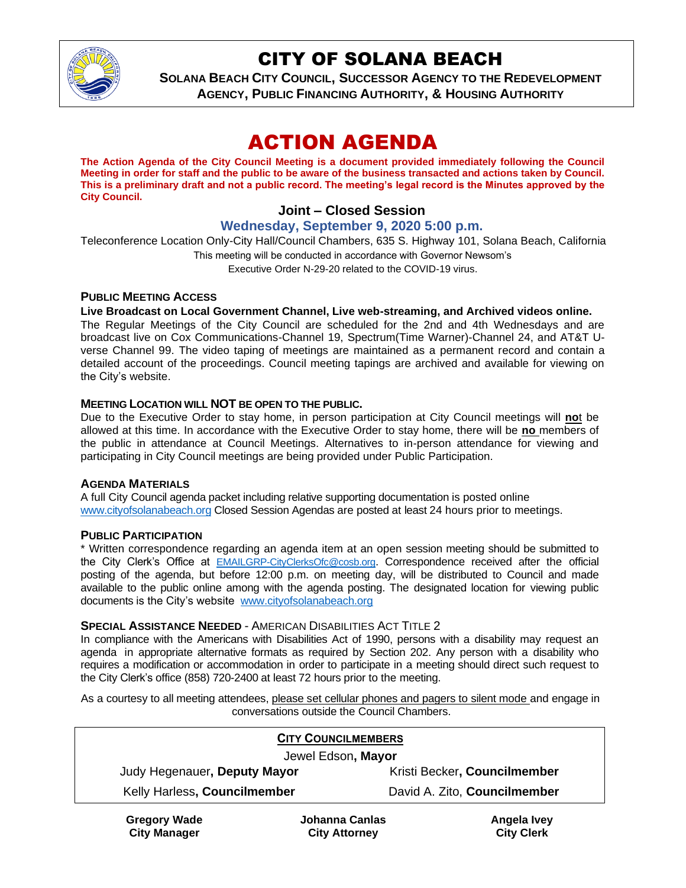# CITY OF SOLANA BEACH

**SOLANA BEACH CITY COUNCIL, SUCCESSOR AGENCY TO THE REDEVELOPMENT AGENCY, PUBLIC FINANCING AUTHORITY, & HOUSING AUTHORITY**

# ACTION AGENDA

**The Action Agenda of the City Council Meeting is a document provided immediately following the Council Meeting in order for staff and the public to be aware of the business transacted and actions taken by Council. This is a preliminary draft and not a public record. The meeting's legal record is the Minutes approved by the City Council.**

## Joint – Closed Session

### Wednesday, September 9, 2020 5:00 p.m.

Teleconference Location Only-City Hall/Council Chambers, 635 S. Highway 101, Solana Beach, California

This meeting will be conducted in accordance with Governor Newsom's Executive Order N-29-20 related to the COVID-19 virus.

### PUBLIC MEETING ACCESS

**Live Broadcast on Local Government Channel, Live web-streaming, and Archived videos online.**

The Regular Meetings of the City Council are scheduled for the 2nd and 4th Wednesdays and are broadcast live on Cox Communications-Channel 19, Spectrum(Time Warner)-Channel 24, and AT&T U-verse Channel 99. The video taping of meetings are maintained as a permanent record and contain a detailed account of the proceedings. Council meeting tapings are archived and available for viewing on the City's website.

### MEETING LOCATION WILL NOT BE OPEN TO THE PUBLIC.

Due to the Executive Order to stay home, in person participation at City Council meetings will **no**t be allowed at this time. In accordance with the Executive Order to stay home, there will be **no** members of the public in attendance at Council Meetings. Alternatives to in-person attendance for viewing and participating in City Council meetings are being provided under Public Participation.

### AGENDA MATERIALS

A full City Council agenda packet including relative supporting documentation is posted online www.cityofsolanabeach.org Closed Session Agendas are posted at least 24 hours prior to meetings.

### PUBLIC PARTICIPATION

* Written correspondence regarding an agenda item at an open session meeting should be submitted to the City Clerk's Office at EMAILGRP-CityClerksOfc@cosb.org. Correspondence received after the official posting of the agenda, but before 12:00 p.m. on meeting day, will be distributed to Council and made available to the public online among with the agenda posting. The designated location for viewing public documents is the City's website www.cityofsolanabeach.org

### SPECIAL ASSISTANCE NEEDED - AMERICAN DISABILITIES ACT TITLE 2

In compliance with the Americans with Disabilities Act of 1990, persons with a disability may request an agenda in appropriate alternative formats as required by Section 202. Any person with a disability who requires a modification or accommodation in order to participate in a meeting should direct such request to the City Clerk's office (858) 720-2400 at least 72 hours prior to the meeting.

As a courtesy to all meeting attendees, please set cellular phones and pagers to silent mode and engage in conversations outside the Council Chambers.

**CITY COUNCILMEMBERS**

Jewel Edson, **Mayor**

Judy Hegenauer, **Deputy Mayor**

Kristi Becker, **Councilmember**

Kelly Harless, **Councilmember**

David A. Zito, **Councilmember**

**Gregory Wade**
**City Manager**

**Johanna Canlas**
**City Attorney**

**Angela Ivey**
**City Clerk**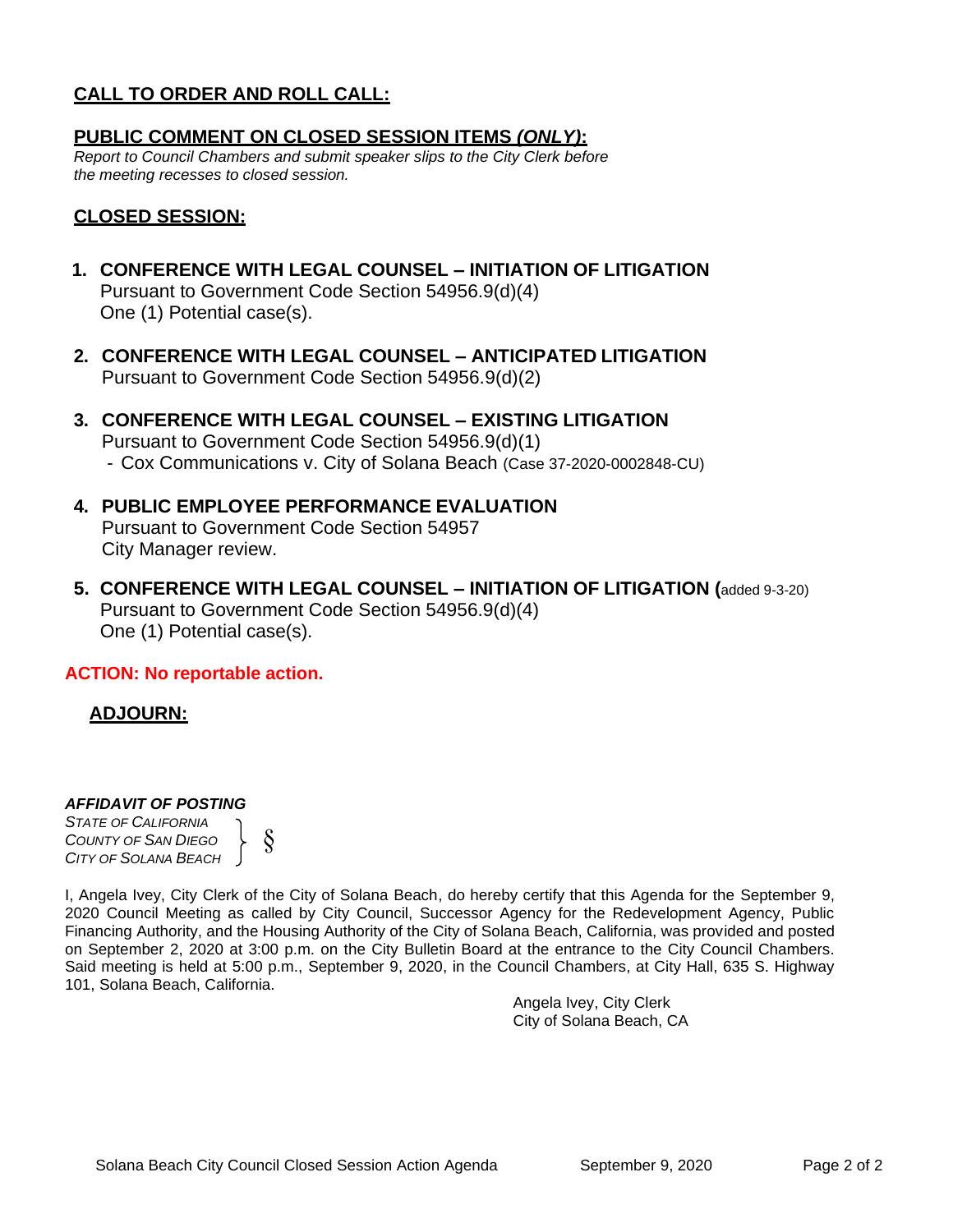## CALL TO ORDER AND ROLL CALL:

## PUBLIC COMMENT ON CLOSED SESSION ITEMS *(ONLY)*:

*Report to Council Chambers and submit speaker slips to the City Clerk before the meeting recesses to closed session.*

## CLOSED SESSION:

1. **CONFERENCE WITH LEGAL COUNSEL – INITIATION OF LITIGATION**
   Pursuant to Government Code Section 54956.9(d)(4)
   One (1) Potential case(s).

2. **CONFERENCE WITH LEGAL COUNSEL – ANTICIPATED LITIGATION**
   Pursuant to Government Code Section 54956.9(d)(2)

3. **CONFERENCE WITH LEGAL COUNSEL – EXISTING LITIGATION**
   Pursuant to Government Code Section 54956.9(d)(1)
   - Cox Communications v. City of Solana Beach (Case 37-2020-0002848-CU)

4. **PUBLIC EMPLOYEE PERFORMANCE EVALUATION**
   Pursuant to Government Code Section 54957
   City Manager review.

5. **CONFERENCE WITH LEGAL COUNSEL – INITIATION OF LITIGATION (**added 9-3-20)
   Pursuant to Government Code Section 54956.9(d)(4)
   One (1) Potential case(s).

**ACTION: No reportable action.**

## ADJOURN:

***AFFIDAVIT OF POSTING***

*STATE OF CALIFORNIA*
*COUNTY OF SAN DIEGO* §
*CITY OF SOLANA BEACH*

I, Angela Ivey, City Clerk of the City of Solana Beach, do hereby certify that this Agenda for the September 9, 2020 Council Meeting as called by City Council, Successor Agency for the Redevelopment Agency, Public Financing Authority, and the Housing Authority of the City of Solana Beach, California, was provided and posted on September 2, 2020 at 3:00 p.m. on the City Bulletin Board at the entrance to the City Council Chambers. Said meeting is held at 5:00 p.m., September 9, 2020, in the Council Chambers, at City Hall, 635 S. Highway 101, Solana Beach, California.

Angela Ivey, City Clerk
City of Solana Beach, CA